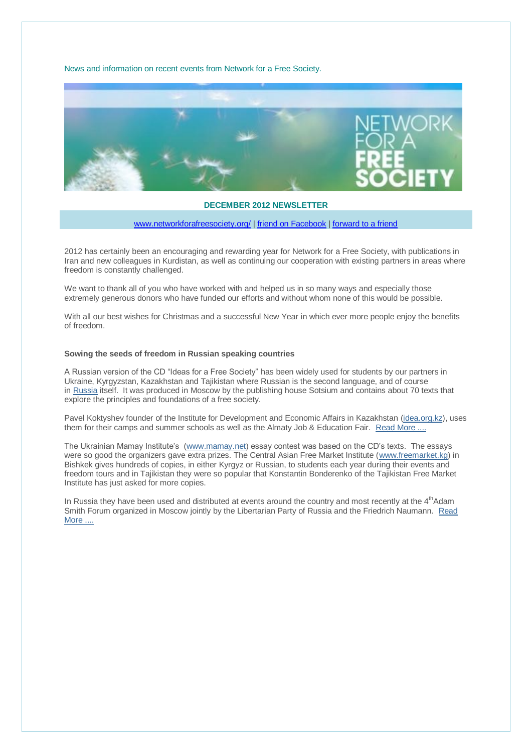News and information on recent events from Network for a Free Society.

**DECEMBER 2012 NEWSLETTER**

www.networkforafreesociety.org/ | friend on Facebook | forward to a friend

2012 has certainly been an encouraging and rewarding year for Network for a Free Society, with publications in Iran and new colleagues in Kurdistan, as well as continuing our cooperation with existing partners in areas where freedom is constantly challenged.

We want to thank all of you who have worked with and helped us in so many ways and especially those extremely generous donors who have funded our efforts and without whom none of this would be possible.

With all our best wishes for Christmas and a successful New Year in which ever more people enjoy the benefits of freedom.

**Sowing the seeds of freedom in Russian speaking countries**

A Russian version of the CD "Ideas for a Free Society" has been widely used for students by our partners in Ukraine, Kyrgyzstan, Kazakhstan and Tajikistan where Russian is the second language, and of course in Russia itself. It was produced in Moscow by the publishing house Sotsium and contains about 70 texts that explore the principles and foundations of a free society.

Pavel Koktyshev founder of the Institute for Development and Economic Affairs in Kazakhstan (idea.org.kz), uses them for their camps and summer schools as well as the Almaty Job & Education Fair. Read More ....

The Ukrainian Mamay Institute's (www.mamay.net) essay contest was based on the CD's texts. The essays were so good the organizers gave extra prizes. The Central Asian Free Market Institute (www.freemarket.kg) in Bishkek gives hundreds of copies, in either Kyrgyz or Russian, to students each year during their events and freedom tours and in Tajikistan they were so popular that Konstantin Bonderenko of the Tajikistan Free Market Institute has just asked for more copies.

In Russia they have been used and distributed at events around the country and most recently at the 4th Adam Smith Forum organized in Moscow jointly by the Libertarian Party of Russia and the Friedrich Naumann. Read More ....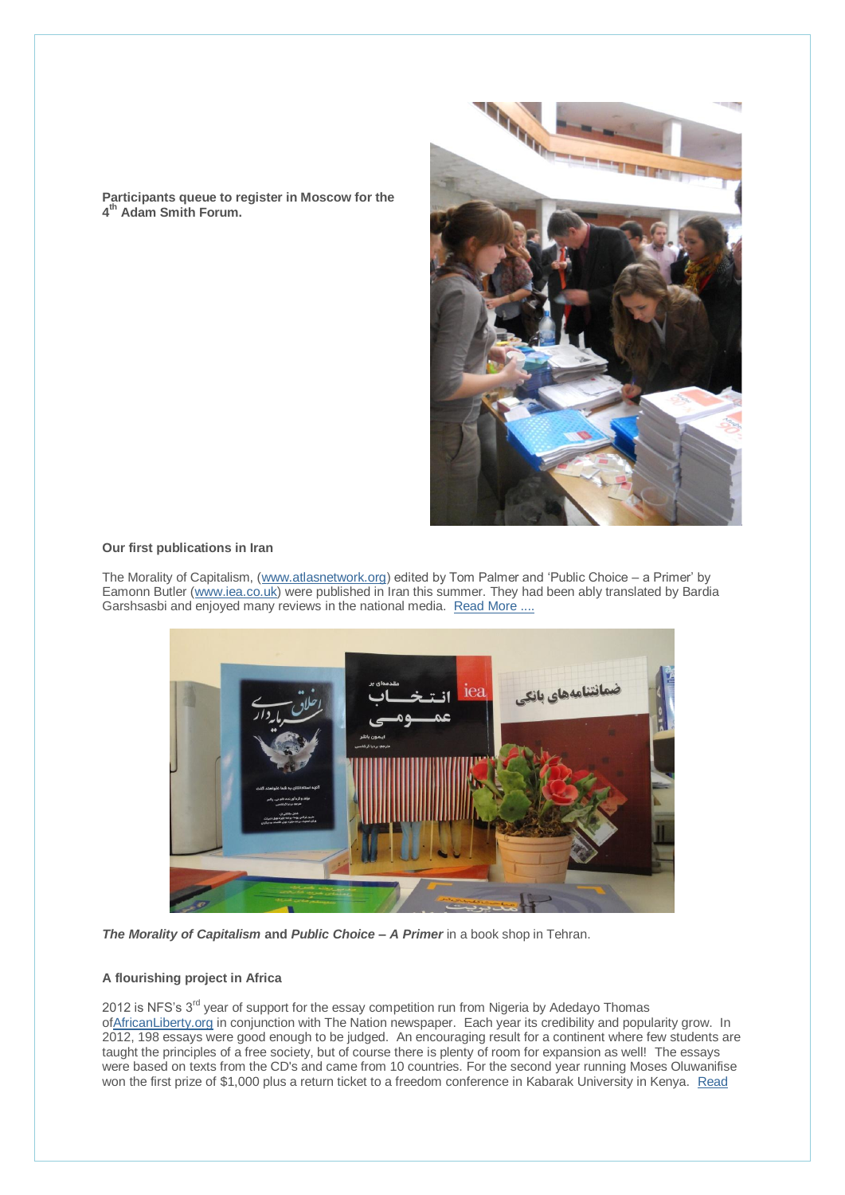**Participants queue to register in Moscow for the 4th Adam Smith Forum.**

**Our first publications in Iran**

The Morality of Capitalism, (www.atlasnetwork.org) edited by Tom Palmer and 'Public Choice – a Primer' by Eamonn Butler (www.iea.co.uk) were published in Iran this summer. They had been ably translated by Bardia Garshsasbi and enjoyed many reviews in the national media. Read More ....

***The Morality of Capitalism*** **and** ***Public Choice – A Primer*** in a book shop in Tehran.

**A flourishing project in Africa**

2012 is NFS's 3rd year of support for the essay competition run from Nigeria by Adedayo Thomas ofAfricanLiberty.org in conjunction with The Nation newspaper. Each year its credibility and popularity grow. In 2012, 198 essays were good enough to be judged. An encouraging result for a continent where few students are taught the principles of a free society, but of course there is plenty of room for expansion as well! The essays were based on texts from the CD's and came from 10 countries. For the second year running Moses Oluwanifise won the first prize of $1,000 plus a return ticket to a freedom conference in Kabarak University in Kenya. Read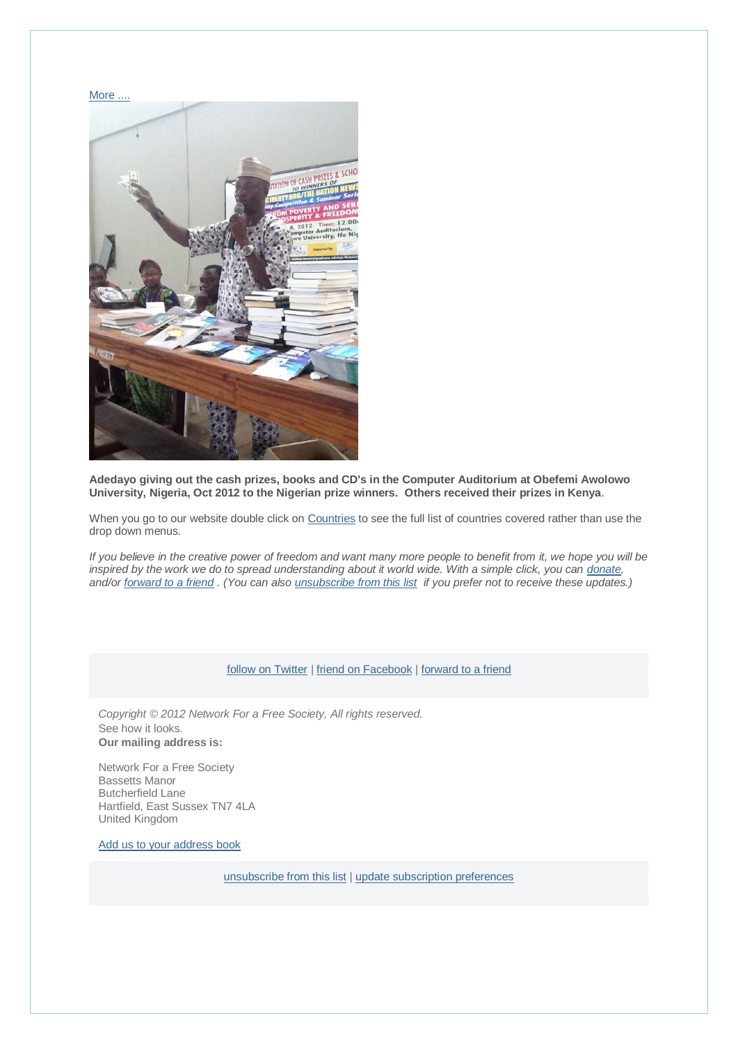More ....

**Adedayo giving out the cash prizes, books and CD's in the Computer Auditorium at Obefemi Awolowo University, Nigeria, Oct 2012 to the Nigerian prize winners.  Others received their prizes in Kenya**.

When you go to our website double click on Countries to see the full list of countries covered rather than use the drop down menus.

*If you believe in the creative power of freedom and want many more people to benefit from it, we hope you will be inspired by the work we do to spread understanding about it world wide. With a simple click, you can donate, and/or forward to a friend . (You can also unsubscribe from this list  if you prefer not to receive these updates.)*

follow on Twitter | friend on Facebook | forward to a friend

*Copyright © 2012 Network For a Free Society, All rights reserved.*
See how it looks.
**Our mailing address is:**

Network For a Free Society
Bassetts Manor
Butcherfield Lane
Hartfield, East Sussex TN7 4LA
United Kingdom

Add us to your address book

unsubscribe from this list | update subscription preferences